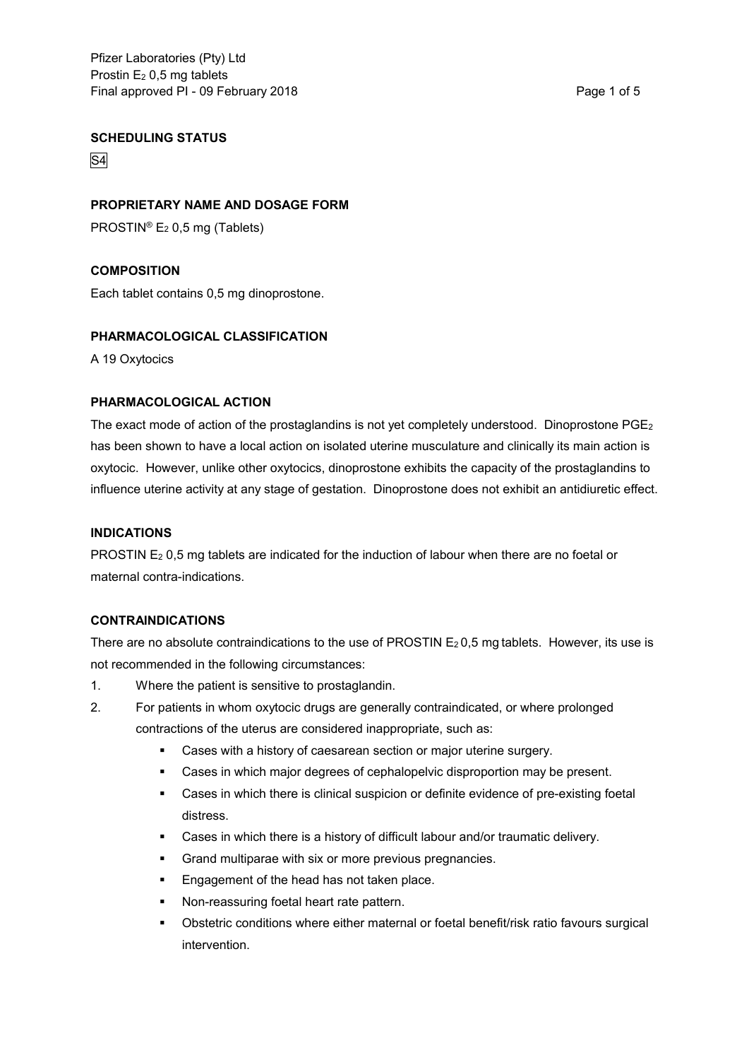**SCHEDULING STATUS**

S4

**PROPRIETARY NAME AND DOSAGE FORM**

PROSTIN® $E_2$ 0,5 mg (Tablets)

**COMPOSITION**

Each tablet contains 0,5 mg dinoprostone.

**PHARMACOLOGICAL CLASSIFICATION**

A 19 Oxytocics

**PHARMACOLOGICAL ACTION**

The exact mode of action of the prostaglandins is not yet completely understood. Dinoprostone $PGE_2$ has been shown to have a local action on isolated uterine musculature and clinically its main action is oxytocic. However, unlike other oxytocics, dinoprostone exhibits the capacity of the prostaglandins to influence uterine activity at any stage of gestation. Dinoprostone does not exhibit an antidiuretic effect.

**INDICATIONS**

PROSTIN $E_2$ 0,5 mg tablets are indicated for the induction of labour when there are no foetal or maternal contra-indications.

**CONTRAINDICATIONS**

There are no absolute contraindications to the use of PROSTIN $E_2$ 0,5 mg tablets. However, its use is not recommended in the following circumstances:

1. Where the patient is sensitive to prostaglandin.
2. For patients in whom oxytocic drugs are generally contraindicated, or where prolonged contractions of the uterus are considered inappropriate, such as:
   - Cases with a history of caesarean section or major uterine surgery.
   - Cases in which major degrees of cephalopelvic disproportion may be present.
   - Cases in which there is clinical suspicion or definite evidence of pre-existing foetal distress.
   - Cases in which there is a history of difficult labour and/or traumatic delivery.
   - Grand multiparae with six or more previous pregnancies.
   - Engagement of the head has not taken place.
   - Non-reassuring foetal heart rate pattern.
   - Obstetric conditions where either maternal or foetal benefit/risk ratio favours surgical intervention.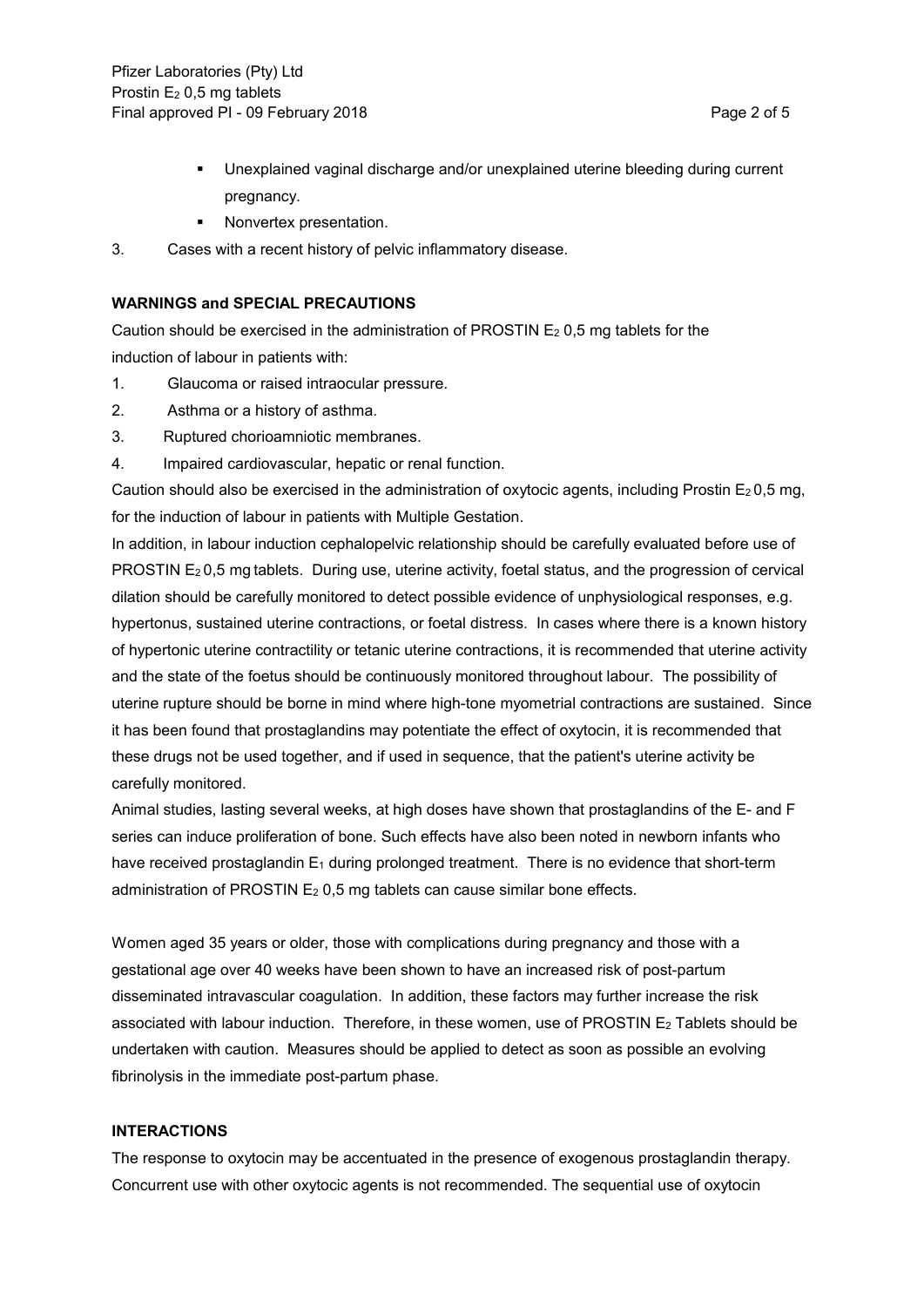- Unexplained vaginal discharge and/or unexplained uterine bleeding during current pregnancy.
- Nonvertex presentation.

3. Cases with a recent history of pelvic inflammatory disease.

**WARNINGS and SPECIAL PRECAUTIONS**

Caution should be exercised in the administration of PROSTIN $E_2$ 0,5 mg tablets for the induction of labour in patients with:

1. Glaucoma or raised intraocular pressure.
2. Asthma or a history of asthma.
3. Ruptured chorioamniotic membranes.
4. Impaired cardiovascular, hepatic or renal function.

Caution should also be exercised in the administration of oxytocic agents, including Prostin $E_2$ 0,5 mg, for the induction of labour in patients with Multiple Gestation.

In addition, in labour induction cephalopelvic relationship should be carefully evaluated before use of PROSTIN $E_2$ 0,5 mg tablets. During use, uterine activity, foetal status, and the progression of cervical dilation should be carefully monitored to detect possible evidence of unphysiological responses, e.g. hypertonus, sustained uterine contractions, or foetal distress. In cases where there is a known history of hypertonic uterine contractility or tetanic uterine contractions, it is recommended that uterine activity and the state of the foetus should be continuously monitored throughout labour. The possibility of uterine rupture should be borne in mind where high-tone myometrial contractions are sustained. Since it has been found that prostaglandins may potentiate the effect of oxytocin, it is recommended that these drugs not be used together, and if used in sequence, that the patient's uterine activity be carefully monitored.

Animal studies, lasting several weeks, at high doses have shown that prostaglandins of the E- and F series can induce proliferation of bone. Such effects have also been noted in newborn infants who have received prostaglandin $E_1$ during prolonged treatment. There is no evidence that short-term administration of PROSTIN $E_2$ 0,5 mg tablets can cause similar bone effects.

Women aged 35 years or older, those with complications during pregnancy and those with a gestational age over 40 weeks have been shown to have an increased risk of post-partum disseminated intravascular coagulation. In addition, these factors may further increase the risk associated with labour induction. Therefore, in these women, use of PROSTIN $E_2$ Tablets should be undertaken with caution. Measures should be applied to detect as soon as possible an evolving fibrinolysis in the immediate post-partum phase.

**INTERACTIONS**

The response to oxytocin may be accentuated in the presence of exogenous prostaglandin therapy. Concurrent use with other oxytocic agents is not recommended. The sequential use of oxytocin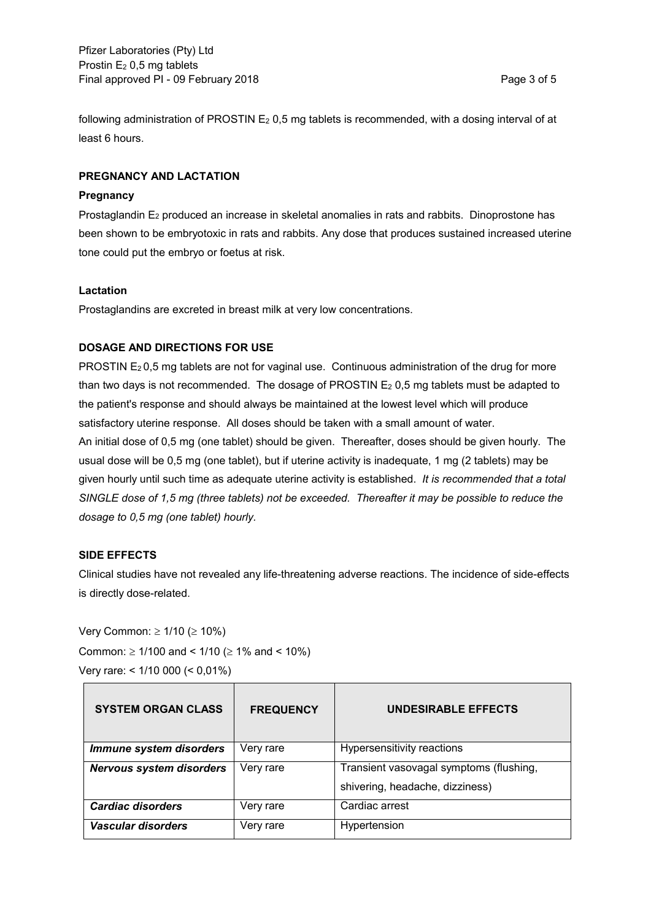following administration of PROSTIN $E_2$ 0,5 mg tablets is recommended, with a dosing interval of at least 6 hours.

## PREGNANCY AND LACTATION

### Pregnancy

Prostaglandin $E_2$ produced an increase in skeletal anomalies in rats and rabbits. Dinoprostone has been shown to be embryotoxic in rats and rabbits. Any dose that produces sustained increased uterine tone could put the embryo or foetus at risk.

### Lactation

Prostaglandins are excreted in breast milk at very low concentrations.

## DOSAGE AND DIRECTIONS FOR USE

PROSTIN $E_2$ 0,5 mg tablets are not for vaginal use. Continuous administration of the drug for more than two days is not recommended. The dosage of PROSTIN $E_2$ 0,5 mg tablets must be adapted to the patient's response and should always be maintained at the lowest level which will produce satisfactory uterine response. All doses should be taken with a small amount of water.
An initial dose of 0,5 mg (one tablet) should be given. Thereafter, doses should be given hourly. The usual dose will be 0,5 mg (one tablet), but if uterine activity is inadequate, 1 mg (2 tablets) may be given hourly until such time as adequate uterine activity is established. *It is recommended that a total SINGLE dose of 1,5 mg (three tablets) not be exceeded. Thereafter it may be possible to reduce the dosage to 0,5 mg (one tablet) hourly.*

## SIDE EFFECTS

Clinical studies have not revealed any life-threatening adverse reactions. The incidence of side-effects is directly dose-related.

Very Common: ≥ 1/10 (≥ 10%)
Common: ≥ 1/100 and < 1/10 (≥ 1% and < 10%)
Very rare: < 1/10 000 (< 0,01%)

| SYSTEM ORGAN CLASS | FREQUENCY | UNDESIRABLE EFFECTS |
|---|---|---|
| ***Immune system disorders*** | Very rare | Hypersensitivity reactions |
| ***Nervous system disorders*** | Very rare | Transient vasovagal symptoms (flushing, shivering, headache, dizziness) |
| ***Cardiac disorders*** | Very rare | Cardiac arrest |
| ***Vascular disorders*** | Very rare | Hypertension |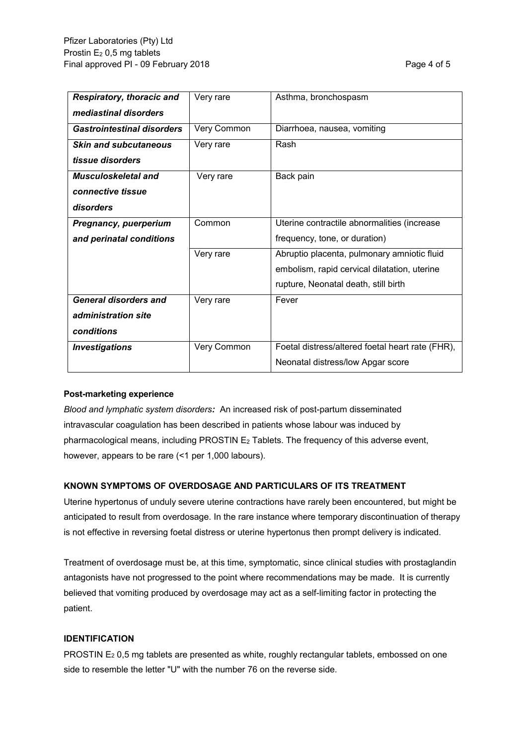| | | |
|---|---|---|
| ***Respiratory, thoracic and mediastinal disorders*** | Very rare | Asthma, bronchospasm |
| ***Gastrointestinal disorders*** | Very Common | Diarrhoea, nausea, vomiting |
| ***Skin and subcutaneous tissue disorders*** | Very rare | Rash |
| ***Musculoskeletal and connective tissue disorders*** | Very rare | Back pain |
| ***Pregnancy, puerperium and perinatal conditions*** | Common | Uterine contractile abnormalities (increase frequency, tone, or duration) |
| | Very rare | Abruptio placenta, pulmonary amniotic fluid embolism, rapid cervical dilatation, uterine rupture, Neonatal death, still birth |
| ***General disorders and administration site conditions*** | Very rare | Fever |
| ***Investigations*** | Very Common | Foetal distress/altered foetal heart rate (FHR), Neonatal distress/low Apgar score |

**Post-marketing experience**

***Blood and lymphatic system disorders:*** An increased risk of post-partum disseminated intravascular coagulation has been described in patients whose labour was induced by pharmacological means, including PROSTIN $E_2$ Tablets. The frequency of this adverse event, however, appears to be rare (<1 per 1,000 labours).

**KNOWN SYMPTOMS OF OVERDOSAGE AND PARTICULARS OF ITS TREATMENT**

Uterine hypertonus of unduly severe uterine contractions have rarely been encountered, but might be anticipated to result from overdosage. In the rare instance where temporary discontinuation of therapy is not effective in reversing foetal distress or uterine hypertonus then prompt delivery is indicated.

Treatment of overdosage must be, at this time, symptomatic, since clinical studies with prostaglandin antagonists have not progressed to the point where recommendations may be made. It is currently believed that vomiting produced by overdosage may act as a self-limiting factor in protecting the patient.

**IDENTIFICATION**

PROSTIN $E_2$ 0,5 mg tablets are presented as white, roughly rectangular tablets, embossed on one side to resemble the letter "U" with the number 76 on the reverse side.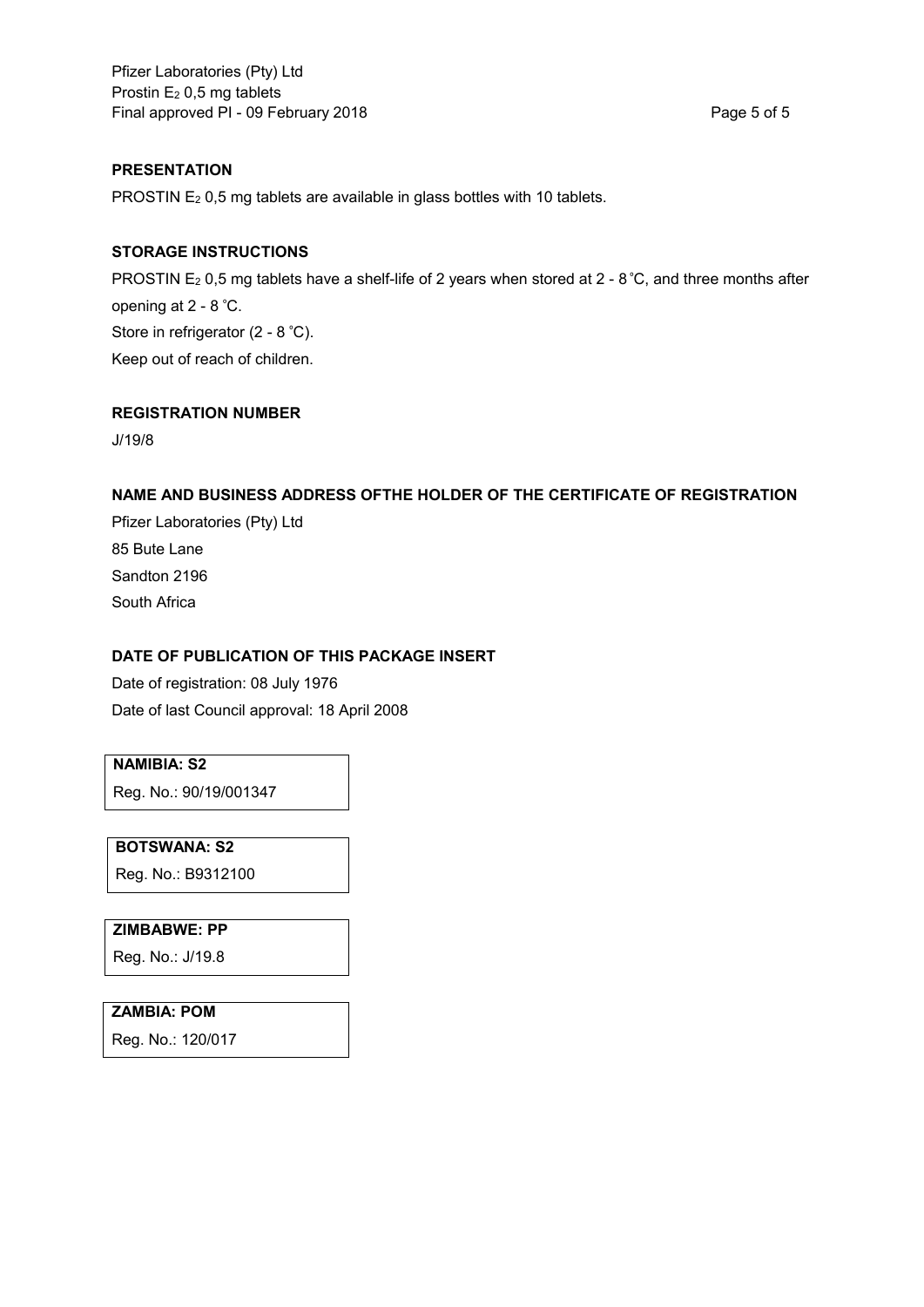## PRESENTATION

PROSTIN $E_2$ 0,5 mg tablets are available in glass bottles with 10 tablets.

## STORAGE INSTRUCTIONS

PROSTIN $E_2$ 0,5 mg tablets have a shelf-life of 2 years when stored at 2 - 8 °C, and three months after opening at 2 - 8 °C.

Store in refrigerator (2 - 8 °C).

Keep out of reach of children.

## REGISTRATION NUMBER

J/19/8

## NAME AND BUSINESS ADDRESS OFTHE HOLDER OF THE CERTIFICATE OF REGISTRATION

Pfizer Laboratories (Pty) Ltd
85 Bute Lane
Sandton 2196
South Africa

## DATE OF PUBLICATION OF THIS PACKAGE INSERT

Date of registration: 08 July 1976

Date of last Council approval: 18 April 2008

**NAMIBIA: S2**
Reg. No.: 90/19/001347

**BOTSWANA: S2**
Reg. No.: B9312100

**ZIMBABWE: PP**
Reg. No.: J/19.8

**ZAMBIA: POM**
Reg. No.: 120/017